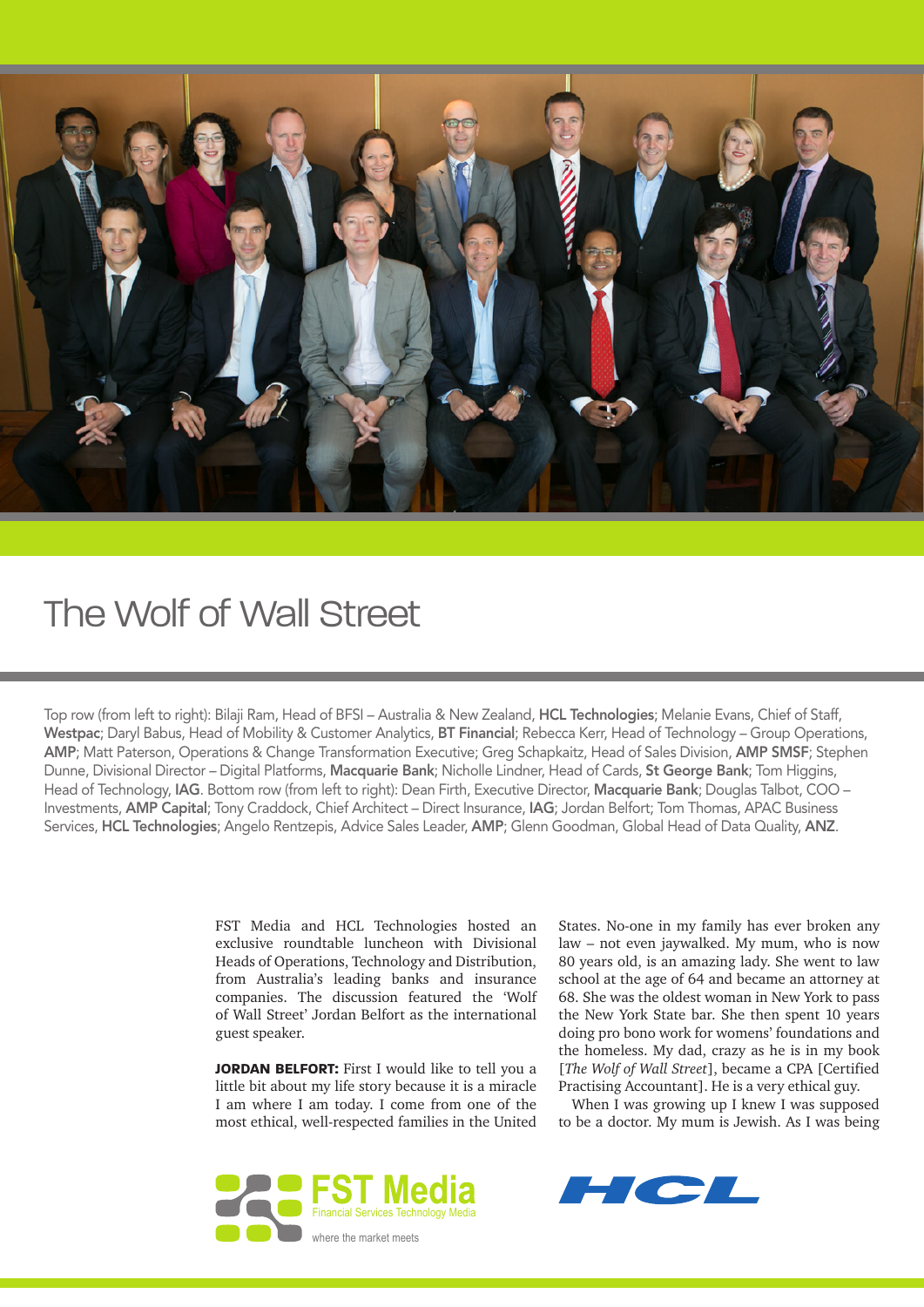# The Wolf of Wall Street

Top row (from left to right): Bilaji Ram, Head of BFSI – Australia & New Zealand, **HCL Technologies**; Melanie Evans, Chief of Staff, **Westpac**; Daryl Babus, Head of Mobility & Customer Analytics, **BT Financial**; Rebecca Kerr, Head of Technology – Group Operations, **AMP**; Matt Paterson, Operations & Change Transformation Executive; Greg Schapkaitz, Head of Sales Division, **AMP SMSF**; Stephen Dunne, Divisional Director – Digital Platforms, **Macquarie Bank**; Nicholle Lindner, Head of Cards, **St George Bank**; Tom Higgins, Head of Technology, **IAG**. Bottom row (from left to right): Dean Firth, Executive Director, **Macquarie Bank**; Douglas Talbot, COO – Investments, **AMP Capital**; Tony Craddock, Chief Architect – Direct Insurance, **IAG**; Jordan Belfort; Tom Thomas, APAC Business Services, **HCL Technologies**; Angelo Rentzepis, Advice Sales Leader, **AMP**; Glenn Goodman, Global Head of Data Quality, **ANZ**.

FST Media and HCL Technologies hosted an exclusive roundtable luncheon with Divisional Heads of Operations, Technology and Distribution, from Australia's leading banks and insurance companies. The discussion featured the 'Wolf of Wall Street' Jordan Belfort as the international guest speaker.

**JORDAN BELFORT:** First I would like to tell you a little bit about my life story because it is a miracle I am where I am today. I come from one of the most ethical, well-respected families in the United States. No-one in my family has ever broken any law – not even jaywalked. My mum, who is now 80 years old, is an amazing lady. She went to law school at the age of 64 and became an attorney at 68. She was the oldest woman in New York to pass the New York State bar. She then spent 10 years doing pro bono work for womens' foundations and the homeless. My dad, crazy as he is in my book [*The Wolf of Wall Street*], became a CPA [Certified Practising Accountant]. He is a very ethical guy.

When I was growing up I knew I was supposed to be a doctor. My mum is Jewish. As I was being

FST Media
Financial Services Technology Media
where the market meets

HCL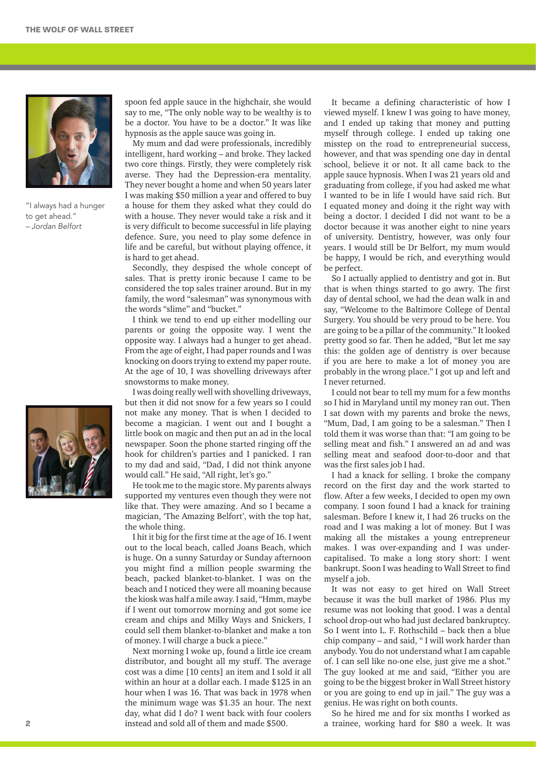"I always had a hunger to get ahead."
– *Jordan Belfort*

spoon fed apple sauce in the highchair, she would say to me, "The only noble way to be wealthy is to be a doctor. You have to be a doctor." It was like hypnosis as the apple sauce was going in.

My mum and dad were professionals, incredibly intelligent, hard working – and broke. They lacked two core things. Firstly, they were completely risk averse. They had the Depression-era mentality. They never bought a home and when 50 years later I was making $50 million a year and offered to buy a house for them they asked what they could do with a house. They never would take a risk and it is very difficult to become successful in life playing defence. Sure, you need to play some defence in life and be careful, but without playing offence, it is hard to get ahead.

Secondly, they despised the whole concept of sales. That is pretty ironic because I came to be considered the top sales trainer around. But in my family, the word "salesman" was synonymous with the words "slime" and "bucket."

I think we tend to end up either modelling our parents or going the opposite way. I went the opposite way. I always had a hunger to get ahead. From the age of eight, I had paper rounds and I was knocking on doors trying to extend my paper route. At the age of 10, I was shovelling driveways after snowstorms to make money.

I was doing really well with shovelling driveways, but then it did not snow for a few years so I could not make any money. That is when I decided to become a magician. I went out and I bought a little book on magic and then put an ad in the local newspaper. Soon the phone started ringing off the hook for children's parties and I panicked. I ran to my dad and said, "Dad, I did not think anyone would call." He said, "All right, let's go."

He took me to the magic store. My parents always supported my ventures even though they were not like that. They were amazing. And so I became a magician, 'The Amazing Belfort', with the top hat, the whole thing.

I hit it big for the first time at the age of 16. I went out to the local beach, called Joans Beach, which is huge. On a sunny Saturday or Sunday afternoon you might find a million people swarming the beach, packed blanket-to-blanket. I was on the beach and I noticed they were all moaning because the kiosk was half a mile away. I said, "Hmm, maybe if I went out tomorrow morning and got some ice cream and chips and Milky Ways and Snickers, I could sell them blanket-to-blanket and make a ton of money. I will charge a buck a piece."

Next morning I woke up, found a little ice cream distributor, and bought all my stuff. The average cost was a dime [10 cents] an item and I sold it all within an hour at a dollar each. I made $125 in an hour when I was 16. That was back in 1978 when the minimum wage was $1.35 an hour. The next day, what did I do? I went back with four coolers instead and sold all of them and made $500.

It became a defining characteristic of how I viewed myself. I knew I was going to have money, and I ended up taking that money and putting myself through college. I ended up taking one misstep on the road to entrepreneurial success, however, and that was spending one day in dental school, believe it or not. It all came back to the apple sauce hypnosis. When I was 21 years old and graduating from college, if you had asked me what I wanted to be in life I would have said rich. But I equated money and doing it the right way with being a doctor. I decided I did not want to be a doctor because it was another eight to nine years of university. Dentistry, however, was only four years. I would still be Dr Belfort, my mum would be happy, I would be rich, and everything would be perfect.

So I actually applied to dentistry and got in. But that is when things started to go awry. The first day of dental school, we had the dean walk in and say, "Welcome to the Baltimore College of Dental Surgery. You should be very proud to be here. You are going to be a pillar of the community." It looked pretty good so far. Then he added, "But let me say this: the golden age of dentistry is over because if you are here to make a lot of money you are probably in the wrong place." I got up and left and I never returned.

I could not bear to tell my mum for a few months so I hid in Maryland until my money ran out. Then I sat down with my parents and broke the news, "Mum, Dad, I am going to be a salesman." Then I told them it was worse than that: "I am going to be selling meat and fish." I answered an ad and was selling meat and seafood door-to-door and that was the first sales job I had.

I had a knack for selling. I broke the company record on the first day and the work started to flow. After a few weeks, I decided to open my own company. I soon found I had a knack for training salesman. Before I knew it, I had 26 trucks on the road and I was making a lot of money. But I was making all the mistakes a young entrepreneur makes. I was over-expanding and I was under-capitalised. To make a long story short: I went bankrupt. Soon I was heading to Wall Street to find myself a job.

It was not easy to get hired on Wall Street because it was the bull market of 1986. Plus my resume was not looking that good. I was a dental school drop-out who had just declared bankruptcy. So I went into L. F. Rothschild – back then a blue chip company – and said, " I will work harder than anybody. You do not understand what I am capable of. I can sell like no-one else, just give me a shot." The guy looked at me and said, "Either you are going to be the biggest broker in Wall Street history or you are going to end up in jail." The guy was a genius. He was right on both counts.

So he hired me and for six months I worked as a trainee, working hard for $80 a week. It was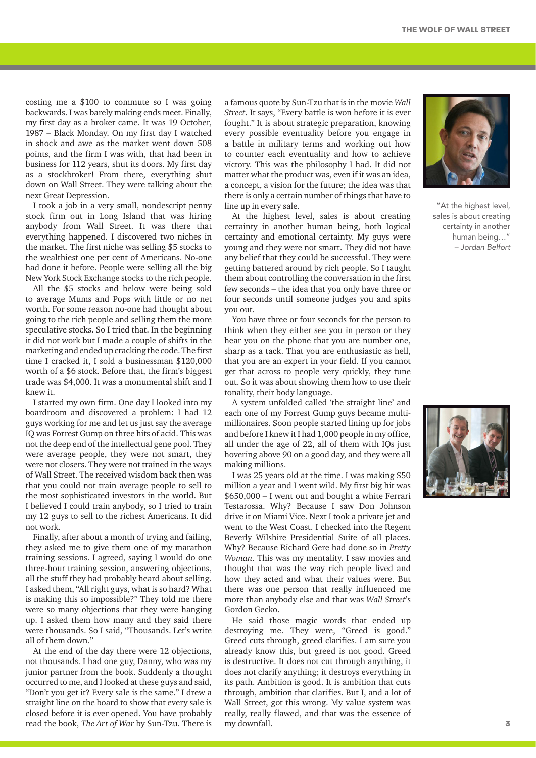costing me a $100 to commute so I was going backwards. I was barely making ends meet. Finally, my first day as a broker came. It was 19 October, 1987 – Black Monday. On my first day I watched in shock and awe as the market went down 508 points, and the firm I was with, that had been in business for 112 years, shut its doors. My first day as a stockbroker! From there, everything shut down on Wall Street. They were talking about the next Great Depression.

I took a job in a very small, nondescript penny stock firm out in Long Island that was hiring anybody from Wall Street. It was there that everything happened. I discovered two niches in the market. The first niche was selling $5 stocks to the wealthiest one per cent of Americans. No-one had done it before. People were selling all the big New York Stock Exchange stocks to the rich people.

All the $5 stocks and below were being sold to average Mums and Pops with little or no net worth. For some reason no-one had thought about going to the rich people and selling them the more speculative stocks. So I tried that. In the beginning it did not work but I made a couple of shifts in the marketing and ended up cracking the code. The first time I cracked it, I sold a businessman $120,000 worth of a $6 stock. Before that, the firm's biggest trade was $4,000. It was a monumental shift and I knew it.

I started my own firm. One day I looked into my boardroom and discovered a problem: I had 12 guys working for me and let us just say the average IQ was Forrest Gump on three hits of acid. This was not the deep end of the intellectual gene pool. They were average people, they were not smart, they were not closers. They were not trained in the ways of Wall Street. The received wisdom back then was that you could not train average people to sell to the most sophisticated investors in the world. But I believed I could train anybody, so I tried to train my 12 guys to sell to the richest Americans. It did not work.

Finally, after about a month of trying and failing, they asked me to give them one of my marathon training sessions. I agreed, saying I would do one three-hour training session, answering objections, all the stuff they had probably heard about selling. I asked them, "All right guys, what is so hard? What is making this so impossible?" They told me there were so many objections that they were hanging up. I asked them how many and they said there were thousands. So I said, "Thousands. Let's write all of them down."

At the end of the day there were 12 objections, not thousands. I had one guy, Danny, who was my junior partner from the book. Suddenly a thought occurred to me, and I looked at these guys and said, "Don't you get it? Every sale is the same." I drew a straight line on the board to show that every sale is closed before it is ever opened. You have probably read the book, *The Art of War* by Sun-Tzu. There is a famous quote by Sun-Tzu that is in the movie *Wall Street*. It says, "Every battle is won before it is ever fought." It is about strategic preparation, knowing every possible eventuality before you engage in a battle in military terms and working out how to counter each eventuality and how to achieve victory. This was the philosophy I had. It did not matter what the product was, even if it was an idea, a concept, a vision for the future; the idea was that there is only a certain number of things that have to line up in every sale.

At the highest level, sales is about creating certainty in another human being, both logical certainty and emotional certainty. My guys were young and they were not smart. They did not have any belief that they could be successful. They were getting battered around by rich people. So I taught them about controlling the conversation in the first few seconds – the idea that you only have three or four seconds until someone judges you and spits you out.

You have three or four seconds for the person to think when they either see you in person or they hear you on the phone that you are number one, sharp as a tack. That you are enthusiastic as hell, that you are an expert in your field. If you cannot get that across to people very quickly, they tune out. So it was about showing them how to use their tonality, their body language.

A system unfolded called 'the straight line' and each one of my Forrest Gump guys became multi-millionaires. Soon people started lining up for jobs and before I knew it I had 1,000 people in my office, all under the age of 22, all of them with IQs just hovering above 90 on a good day, and they were all making millions.

I was 25 years old at the time. I was making $50 million a year and I went wild. My first big hit was $650,000 – I went out and bought a white Ferrari Testarossa. Why? Because I saw Don Johnson drive it on Miami Vice. Next I took a private jet and went to the West Coast. I checked into the Regent Beverly Wilshire Presidential Suite of all places. Why? Because Richard Gere had done so in *Pretty Woman*. This was my mentality. I saw movies and thought that was the way rich people lived and how they acted and what their values were. But there was one person that really influenced me more than anybody else and that was *Wall Street*'s Gordon Gecko.

He said those magic words that ended up destroying me. They were, "Greed is good." Greed cuts through, greed clarifies. I am sure you already know this, but greed is not good. Greed is destructive. It does not cut through anything, it does not clarify anything; it destroys everything in its path. Ambition is good. It is ambition that cuts through, ambition that clarifies. But I, and a lot of Wall Street, got this wrong. My value system was really, really flawed, and that was the essence of my downfall.

"At the highest level, sales is about creating certainty in another human being…"
*– Jordan Belfort*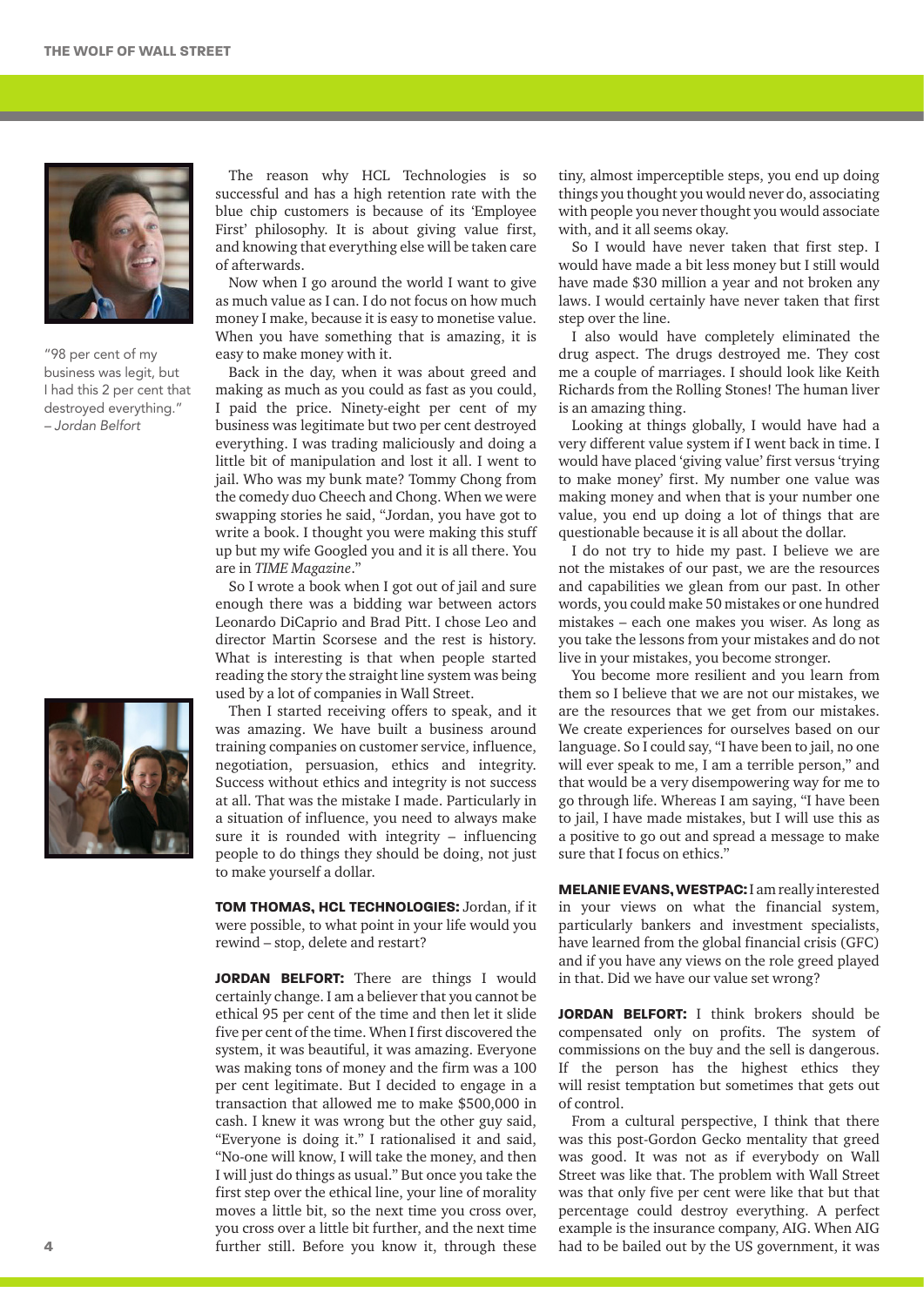"98 per cent of my business was legit, but I had this 2 per cent that destroyed everything."
*– Jordan Belfort*

The reason why HCL Technologies is so successful and has a high retention rate with the blue chip customers is because of its 'Employee First' philosophy. It is about giving value first, and knowing that everything else will be taken care of afterwards.

Now when I go around the world I want to give as much value as I can. I do not focus on how much money I make, because it is easy to monetise value. When you have something that is amazing, it is easy to make money with it.

Back in the day, when it was about greed and making as much as you could as fast as you could, I paid the price. Ninety-eight per cent of my business was legitimate but two per cent destroyed everything. I was trading maliciously and doing a little bit of manipulation and lost it all. I went to jail. Who was my bunk mate? Tommy Chong from the comedy duo Cheech and Chong. When we were swapping stories he said, "Jordan, you have got to write a book. I thought you were making this stuff up but my wife Googled you and it is all there. You are in *TIME Magazine*."

So I wrote a book when I got out of jail and sure enough there was a bidding war between actors Leonardo DiCaprio and Brad Pitt. I chose Leo and director Martin Scorsese and the rest is history. What is interesting is that when people started reading the story the straight line system was being used by a lot of companies in Wall Street.

Then I started receiving offers to speak, and it was amazing. We have built a business around training companies on customer service, influence, negotiation, persuasion, ethics and integrity. Success without ethics and integrity is not success at all. That was the mistake I made. Particularly in a situation of influence, you need to always make sure it is rounded with integrity – influencing people to do things they should be doing, not just to make yourself a dollar.

**TOM THOMAS, HCL TECHNOLOGIES:** Jordan, if it were possible, to what point in your life would you rewind – stop, delete and restart?

**JORDAN BELFORT:** There are things I would certainly change. I am a believer that you cannot be ethical 95 per cent of the time and then let it slide five per cent of the time. When I first discovered the system, it was beautiful, it was amazing. Everyone was making tons of money and the firm was a 100 per cent legitimate. But I decided to engage in a transaction that allowed me to make $500,000 in cash. I knew it was wrong but the other guy said, "Everyone is doing it." I rationalised it and said, "No-one will know, I will take the money, and then I will just do things as usual." But once you take the first step over the ethical line, your line of morality moves a little bit, so the next time you cross over, you cross over a little bit further, and the next time further still. Before you know it, through these tiny, almost imperceptible steps, you end up doing things you thought you would never do, associating with people you never thought you would associate with, and it all seems okay.

So I would have never taken that first step. I would have made a bit less money but I still would have made $30 million a year and not broken any laws. I would certainly have never taken that first step over the line.

I also would have completely eliminated the drug aspect. The drugs destroyed me. They cost me a couple of marriages. I should look like Keith Richards from the Rolling Stones! The human liver is an amazing thing.

Looking at things globally, I would have had a very different value system if I went back in time. I would have placed 'giving value' first versus 'trying to make money' first. My number one value was making money and when that is your number one value, you end up doing a lot of things that are questionable because it is all about the dollar.

I do not try to hide my past. I believe we are not the mistakes of our past, we are the resources and capabilities we glean from our past. In other words, you could make 50 mistakes or one hundred mistakes – each one makes you wiser. As long as you take the lessons from your mistakes and do not live in your mistakes, you become stronger.

You become more resilient and you learn from them so I believe that we are not our mistakes, we are the resources that we get from our mistakes. We create experiences for ourselves based on our language. So I could say, "I have been to jail, no one will ever speak to me, I am a terrible person," and that would be a very disempowering way for me to go through life. Whereas I am saying, "I have been to jail, I have made mistakes, but I will use this as a positive to go out and spread a message to make sure that I focus on ethics."

**MELANIE EVANS, WESTPAC:** I am really interested in your views on what the financial system, particularly bankers and investment specialists, have learned from the global financial crisis (GFC) and if you have any views on the role greed played in that. Did we have our value set wrong?

**JORDAN BELFORT:** I think brokers should be compensated only on profits. The system of commissions on the buy and the sell is dangerous. If the person has the highest ethics they will resist temptation but sometimes that gets out of control.

From a cultural perspective, I think that there was this post-Gordon Gecko mentality that greed was good. It was not as if everybody on Wall Street was like that. The problem with Wall Street was that only five per cent were like that but that percentage could destroy everything. A perfect example is the insurance company, AIG. When AIG had to be bailed out by the US government, it was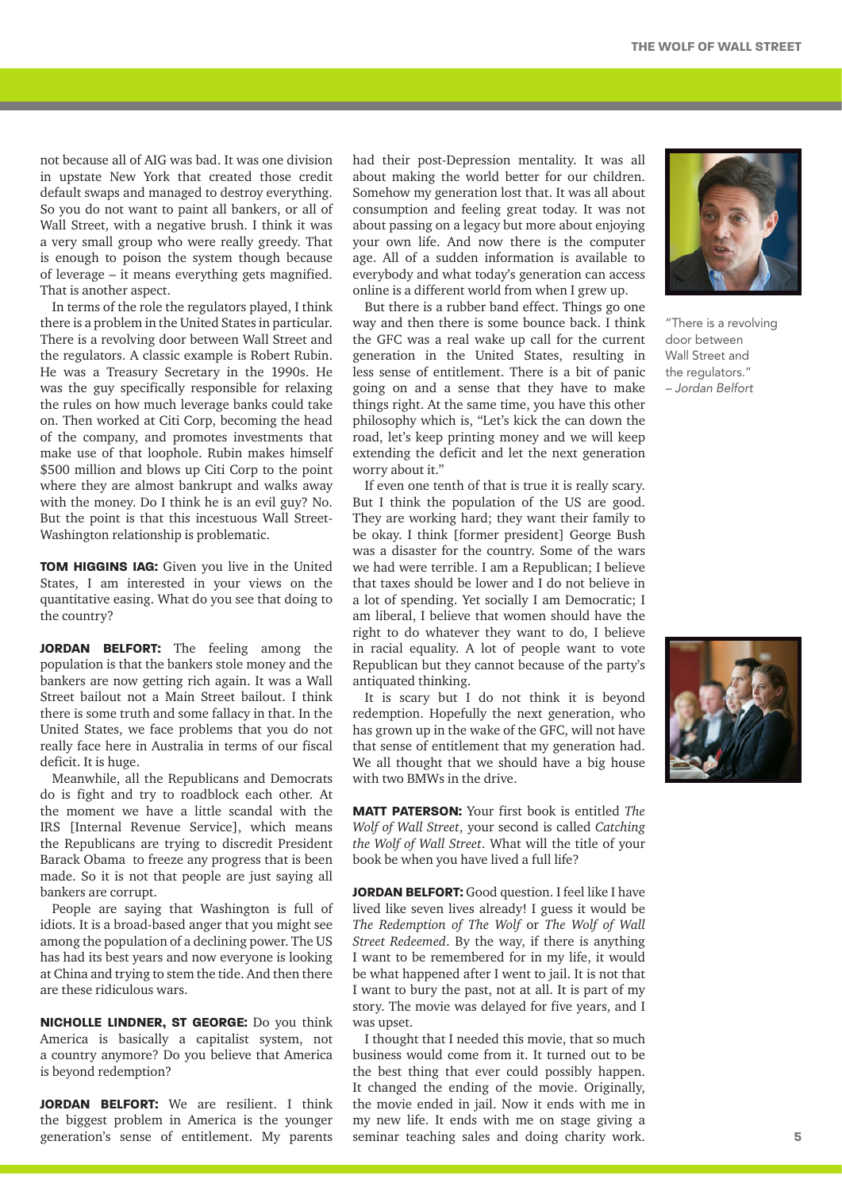not because all of AIG was bad. It was one division in upstate New York that created those credit default swaps and managed to destroy everything. So you do not want to paint all bankers, or all of Wall Street, with a negative brush. I think it was a very small group who were really greedy. That is enough to poison the system though because of leverage – it means everything gets magnified. That is another aspect.

In terms of the role the regulators played, I think there is a problem in the United States in particular. There is a revolving door between Wall Street and the regulators. A classic example is Robert Rubin. He was a Treasury Secretary in the 1990s. He was the guy specifically responsible for relaxing the rules on how much leverage banks could take on. Then worked at Citi Corp, becoming the head of the company, and promotes investments that make use of that loophole. Rubin makes himself $500 million and blows up Citi Corp to the point where they are almost bankrupt and walks away with the money. Do I think he is an evil guy? No. But the point is that this incestuous Wall Street-Washington relationship is problematic.

**TOM HIGGINS IAG:** Given you live in the United States, I am interested in your views on the quantitative easing. What do you see that doing to the country?

**JORDAN BELFORT:** The feeling among the population is that the bankers stole money and the bankers are now getting rich again. It was a Wall Street bailout not a Main Street bailout. I think there is some truth and some fallacy in that. In the United States, we face problems that you do not really face here in Australia in terms of our fiscal deficit. It is huge.

Meanwhile, all the Republicans and Democrats do is fight and try to roadblock each other. At the moment we have a little scandal with the IRS [Internal Revenue Service], which means the Republicans are trying to discredit President Barack Obama to freeze any progress that is been made. So it is not that people are just saying all bankers are corrupt.

People are saying that Washington is full of idiots. It is a broad-based anger that you might see among the population of a declining power. The US has had its best years and now everyone is looking at China and trying to stem the tide. And then there are these ridiculous wars.

**NICHOLLE LINDNER, ST GEORGE:** Do you think America is basically a capitalist system, not a country anymore? Do you believe that America is beyond redemption?

**JORDAN BELFORT:** We are resilient. I think the biggest problem in America is the younger generation's sense of entitlement. My parents had their post-Depression mentality. It was all about making the world better for our children. Somehow my generation lost that. It was all about consumption and feeling great today. It was not about passing on a legacy but more about enjoying your own life. And now there is the computer age. All of a sudden information is available to everybody and what today's generation can access online is a different world from when I grew up.

But there is a rubber band effect. Things go one way and then there is some bounce back. I think the GFC was a real wake up call for the current generation in the United States, resulting in less sense of entitlement. There is a bit of panic going on and a sense that they have to make things right. At the same time, you have this other philosophy which is, "Let's kick the can down the road, let's keep printing money and we will keep extending the deficit and let the next generation worry about it."

If even one tenth of that is true it is really scary. But I think the population of the US are good. They are working hard; they want their family to be okay. I think [former president] George Bush was a disaster for the country. Some of the wars we had were terrible. I am a Republican; I believe that taxes should be lower and I do not believe in a lot of spending. Yet socially I am Democratic; I am liberal, I believe that women should have the right to do whatever they want to do, I believe in racial equality. A lot of people want to vote Republican but they cannot because of the party's antiquated thinking.

It is scary but I do not think it is beyond redemption. Hopefully the next generation, who has grown up in the wake of the GFC, will not have that sense of entitlement that my generation had. We all thought that we should have a big house with two BMWs in the drive.

**MATT PATERSON:** Your first book is entitled *The Wolf of Wall Street*, your second is called *Catching the Wolf of Wall Street*. What will the title of your book be when you have lived a full life?

**JORDAN BELFORT:** Good question. I feel like I have lived like seven lives already! I guess it would be *The Redemption of The Wolf* or *The Wolf of Wall Street Redeemed*. By the way, if there is anything I want to be remembered for in my life, it would be what happened after I went to jail. It is not that I want to bury the past, not at all. It is part of my story. The movie was delayed for five years, and I was upset.

I thought that I needed this movie, that so much business would come from it. It turned out to be the best thing that ever could possibly happen. It changed the ending of the movie. Originally, the movie ended in jail. Now it ends with me in my new life. It ends with me on stage giving a seminar teaching sales and doing charity work.

"There is a revolving door between Wall Street and the regulators."
– *Jordan Belfort*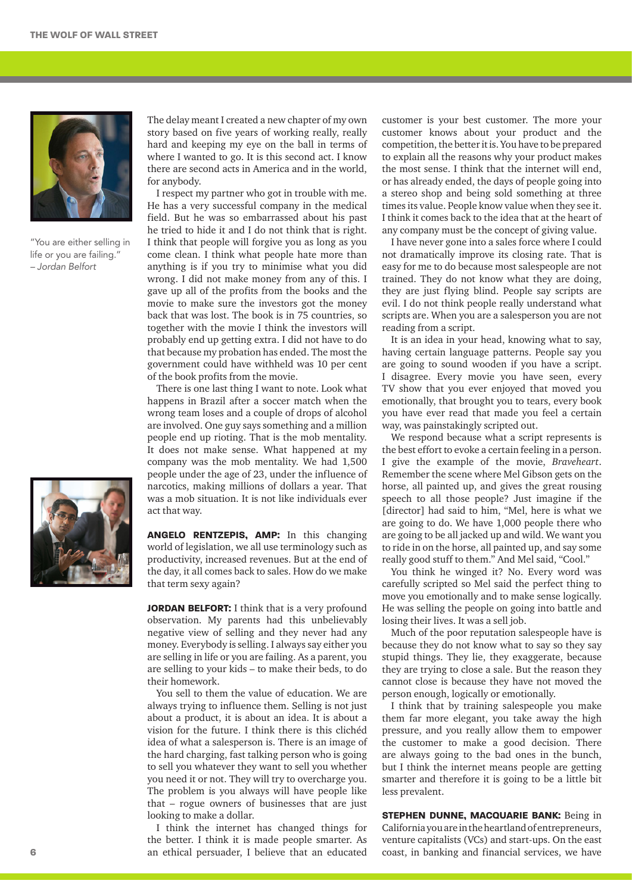"You are either selling in life or you are failing."
*– Jordan Belfort*

The delay meant I created a new chapter of my own story based on five years of working really, really hard and keeping my eye on the ball in terms of where I wanted to go. It is this second act. I know there are second acts in America and in the world, for anybody.

I respect my partner who got in trouble with me. He has a very successful company in the medical field. But he was so embarrassed about his past he tried to hide it and I do not think that is right. I think that people will forgive you as long as you come clean. I think what people hate more than anything is if you try to minimise what you did wrong. I did not make money from any of this. I gave up all of the profits from the books and the movie to make sure the investors got the money back that was lost. The book is in 75 countries, so together with the movie I think the investors will probably end up getting extra. I did not have to do that because my probation has ended. The most the government could have withheld was 10 per cent of the book profits from the movie.

There is one last thing I want to note. Look what happens in Brazil after a soccer match when the wrong team loses and a couple of drops of alcohol are involved. One guy says something and a million people end up rioting. That is the mob mentality. It does not make sense. What happened at my company was the mob mentality. We had 1,500 people under the age of 23, under the influence of narcotics, making millions of dollars a year. That was a mob situation. It is not like individuals ever act that way.

**ANGELO RENTZEPIS, AMP:** In this changing world of legislation, we all use terminology such as productivity, increased revenues. But at the end of the day, it all comes back to sales. How do we make that term sexy again?

**JORDAN BELFORT:** I think that is a very profound observation. My parents had this unbelievably negative view of selling and they never had any money. Everybody is selling. I always say either you are selling in life or you are failing. As a parent, you are selling to your kids – to make their beds, to do their homework.

You sell to them the value of education. We are always trying to influence them. Selling is not just about a product, it is about an idea. It is about a vision for the future. I think there is this clichéd idea of what a salesperson is. There is an image of the hard charging, fast talking person who is going to sell you whatever they want to sell you whether you need it or not. They will try to overcharge you. The problem is you always will have people like that – rogue owners of businesses that are just looking to make a dollar.

I think the internet has changed things for the better. I think it is made people smarter. As an ethical persuader, I believe that an educated customer is your best customer. The more your customer knows about your product and the competition, the better it is. You have to be prepared to explain all the reasons why your product makes the most sense. I think that the internet will end, or has already ended, the days of people going into a stereo shop and being sold something at three times its value. People know value when they see it. I think it comes back to the idea that at the heart of any company must be the concept of giving value.

I have never gone into a sales force where I could not dramatically improve its closing rate. That is easy for me to do because most salespeople are not trained. They do not know what they are doing, they are just flying blind. People say scripts are evil. I do not think people really understand what scripts are. When you are a salesperson you are not reading from a script.

It is an idea in your head, knowing what to say, having certain language patterns. People say you are going to sound wooden if you have a script. I disagree. Every movie you have seen, every TV show that you ever enjoyed that moved you emotionally, that brought you to tears, every book you have ever read that made you feel a certain way, was painstakingly scripted out.

We respond because what a script represents is the best effort to evoke a certain feeling in a person. I give the example of the movie, *Braveheart*. Remember the scene where Mel Gibson gets on the horse, all painted up, and gives the great rousing speech to all those people? Just imagine if the [director] had said to him, "Mel, here is what we are going to do. We have 1,000 people there who are going to be all jacked up and wild. We want you to ride in on the horse, all painted up, and say some really good stuff to them." And Mel said, "Cool."

You think he winged it? No. Every word was carefully scripted so Mel said the perfect thing to move you emotionally and to make sense logically. He was selling the people on going into battle and losing their lives. It was a sell job.

Much of the poor reputation salespeople have is because they do not know what to say so they say stupid things. They lie, they exaggerate, because they are trying to close a sale. But the reason they cannot close is because they have not moved the person enough, logically or emotionally.

I think that by training salespeople you make them far more elegant, you take away the high pressure, and you really allow them to empower the customer to make a good decision. There are always going to be bad ones in the bunch, but I think the internet means people are getting smarter and therefore it is going to be a little bit less prevalent.

**STEPHEN DUNNE, MACQUARIE BANK:** Being in California you are in the heartland of entrepreneurs, venture capitalists (VCs) and start-ups. On the east coast, in banking and financial services, we have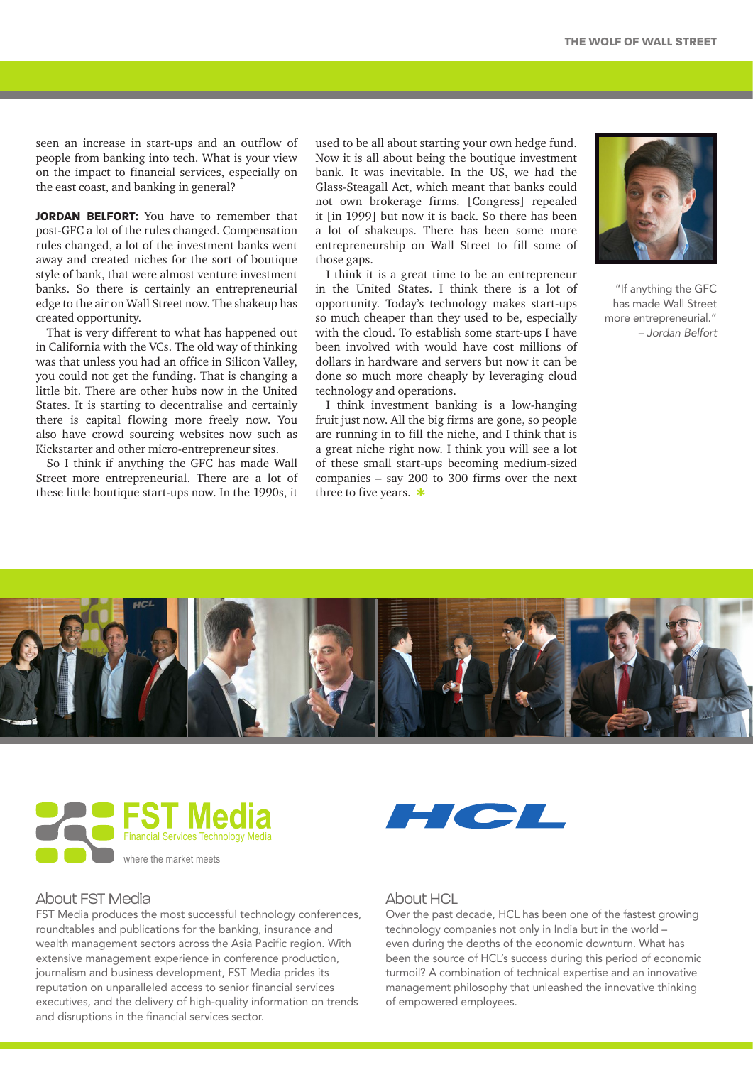seen an increase in start-ups and an outflow of people from banking into tech. What is your view on the impact to financial services, especially on the east coast, and banking in general?

**JORDAN BELFORT:** You have to remember that post-GFC a lot of the rules changed. Compensation rules changed, a lot of the investment banks went away and created niches for the sort of boutique style of bank, that were almost venture investment banks. So there is certainly an entrepreneurial edge to the air on Wall Street now. The shakeup has created opportunity.

That is very different to what has happened out in California with the VCs. The old way of thinking was that unless you had an office in Silicon Valley, you could not get the funding. That is changing a little bit. There are other hubs now in the United States. It is starting to decentralise and certainly there is capital flowing more freely now. You also have crowd sourcing websites now such as Kickstarter and other micro-entrepreneur sites.

So I think if anything the GFC has made Wall Street more entrepreneurial. There are a lot of these little boutique start-ups now. In the 1990s, it used to be all about starting your own hedge fund. Now it is all about being the boutique investment bank. It was inevitable. In the US, we had the Glass-Steagall Act, which meant that banks could not own brokerage firms. [Congress] repealed it [in 1999] but now it is back. So there has been a lot of shakeups. There has been some more entrepreneurship on Wall Street to fill some of those gaps.

I think it is a great time to be an entrepreneur in the United States. I think there is a lot of opportunity. Today's technology makes start-ups so much cheaper than they used to be, especially with the cloud. To establish some start-ups I have been involved with would have cost millions of dollars in hardware and servers but now it can be done so much more cheaply by leveraging cloud technology and operations.

I think investment banking is a low-hanging fruit just now. All the big firms are gone, so people are running in to fill the niche, and I think that is a great niche right now. I think you will see a lot of these small start-ups becoming medium-sized companies – say 200 to 300 firms over the next three to five years. *

"If anything the GFC has made Wall Street more entrepreneurial."
– *Jordan Belfort*

FST Media
Financial Services Technology Media
where the market meets

HCL

## About FST Media

FST Media produces the most successful technology conferences, roundtables and publications for the banking, insurance and wealth management sectors across the Asia Pacific region. With extensive management experience in conference production, journalism and business development, FST Media prides its reputation on unparalleled access to senior financial services executives, and the delivery of high-quality information on trends and disruptions in the financial services sector.

## About HCL

Over the past decade, HCL has been one of the fastest growing technology companies not only in India but in the world – even during the depths of the economic downturn. What has been the source of HCL's success during this period of economic turmoil? A combination of technical expertise and an innovative management philosophy that unleashed the innovative thinking of empowered employees.